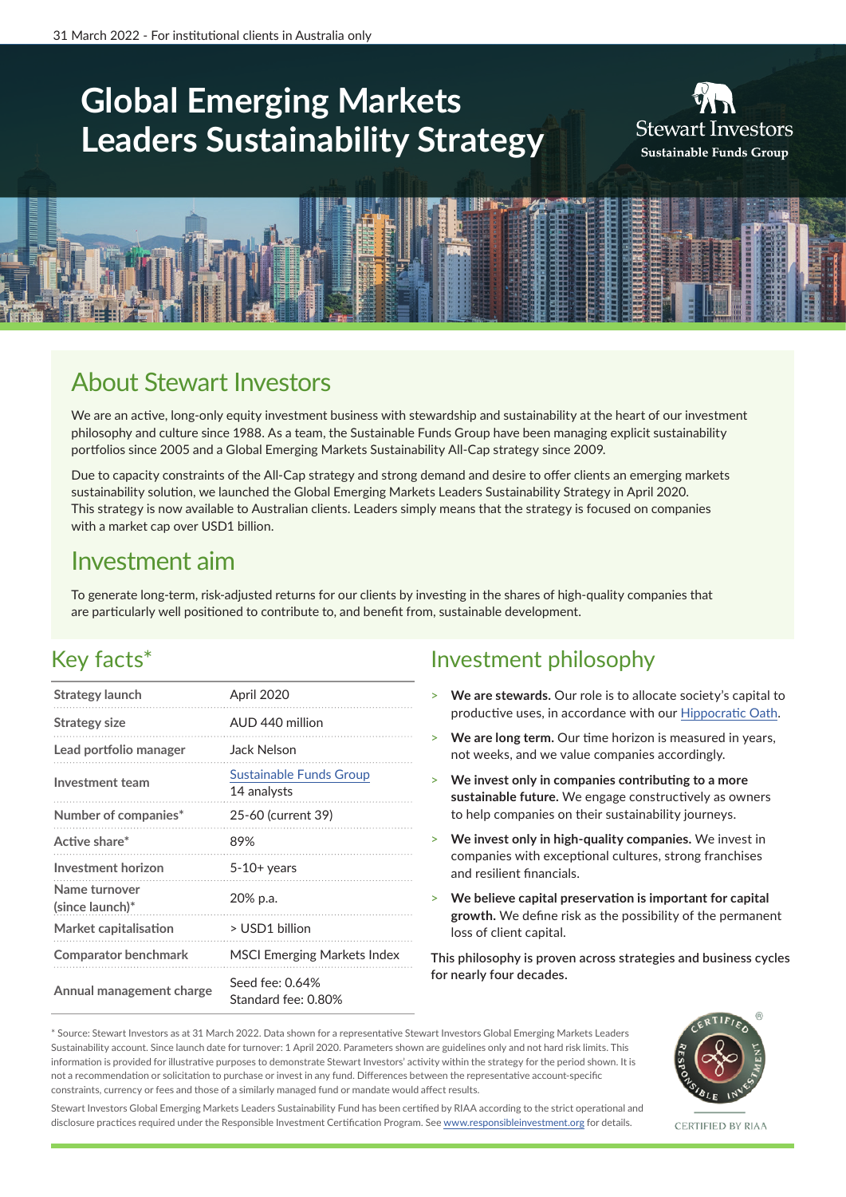31 March 2022 - For institutional clients in Australia only

# Global Emerging Markets Leaders Sustainability Strategy

Stewart Investors
Sustainable Funds Group

## About Stewart Investors

We are an active, long-only equity investment business with stewardship and sustainability at the heart of our investment philosophy and culture since 1988. As a team, the Sustainable Funds Group have been managing explicit sustainability portfolios since 2005 and a Global Emerging Markets Sustainability All-Cap strategy since 2009.

Due to capacity constraints of the All-Cap strategy and strong demand and desire to offer clients an emerging markets sustainability solution, we launched the Global Emerging Markets Leaders Sustainability Strategy in April 2020. This strategy is now available to Australian clients. Leaders simply means that the strategy is focused on companies with a market cap over USD1 billion.

## Investment aim

To generate long-term, risk-adjusted returns for our clients by investing in the shares of high-quality companies that are particularly well positioned to contribute to, and benefit from, sustainable development.

## Key facts*

| | |
|---|---|
| Strategy launch | April 2020 |
| Strategy size | AUD 440 million |
| Lead portfolio manager | Jack Nelson |
| Investment team | Sustainable Funds Group<br>14 analysts |
| Number of companies* | 25-60 (current 39) |
| Active share* | 89% |
| Investment horizon | 5-10+ years |
| Name turnover (since launch)* | 20% p.a. |
| Market capitalisation | > USD1 billion |
| Comparator benchmark | MSCI Emerging Markets Index |
| Annual management charge | Seed fee: 0.64%<br>Standard fee: 0.80% |

## Investment philosophy

- **We are stewards.** Our role is to allocate society's capital to productive uses, in accordance with our Hippocratic Oath.
- **We are long term.** Our time horizon is measured in years, not weeks, and we value companies accordingly.
- **We invest only in companies contributing to a more sustainable future.** We engage constructively as owners to help companies on their sustainability journeys.
- **We invest only in high-quality companies.** We invest in companies with exceptional cultures, strong franchises and resilient financials.
- **We believe capital preservation is important for capital growth.** We define risk as the possibility of the permanent loss of client capital.

This philosophy is proven across strategies and business cycles for nearly four decades.

\* Source: Stewart Investors as at 31 March 2022. Data shown for a representative Stewart Investors Global Emerging Markets Leaders Sustainability account. Since launch date for turnover: 1 April 2020. Parameters shown are guidelines only and not hard risk limits. This information is provided for illustrative purposes to demonstrate Stewart Investors' activity within the strategy for the period shown. It is not a recommendation or solicitation to purchase or invest in any fund. Differences between the representative account-specific constraints, currency or fees and those of a similarly managed fund or mandate would affect results.

Stewart Investors Global Emerging Markets Leaders Sustainability Fund has been certified by RIAA according to the strict operational and disclosure practices required under the Responsible Investment Certification Program. See www.responsibleinvestment.org for details.

CERTIFIED BY RIAA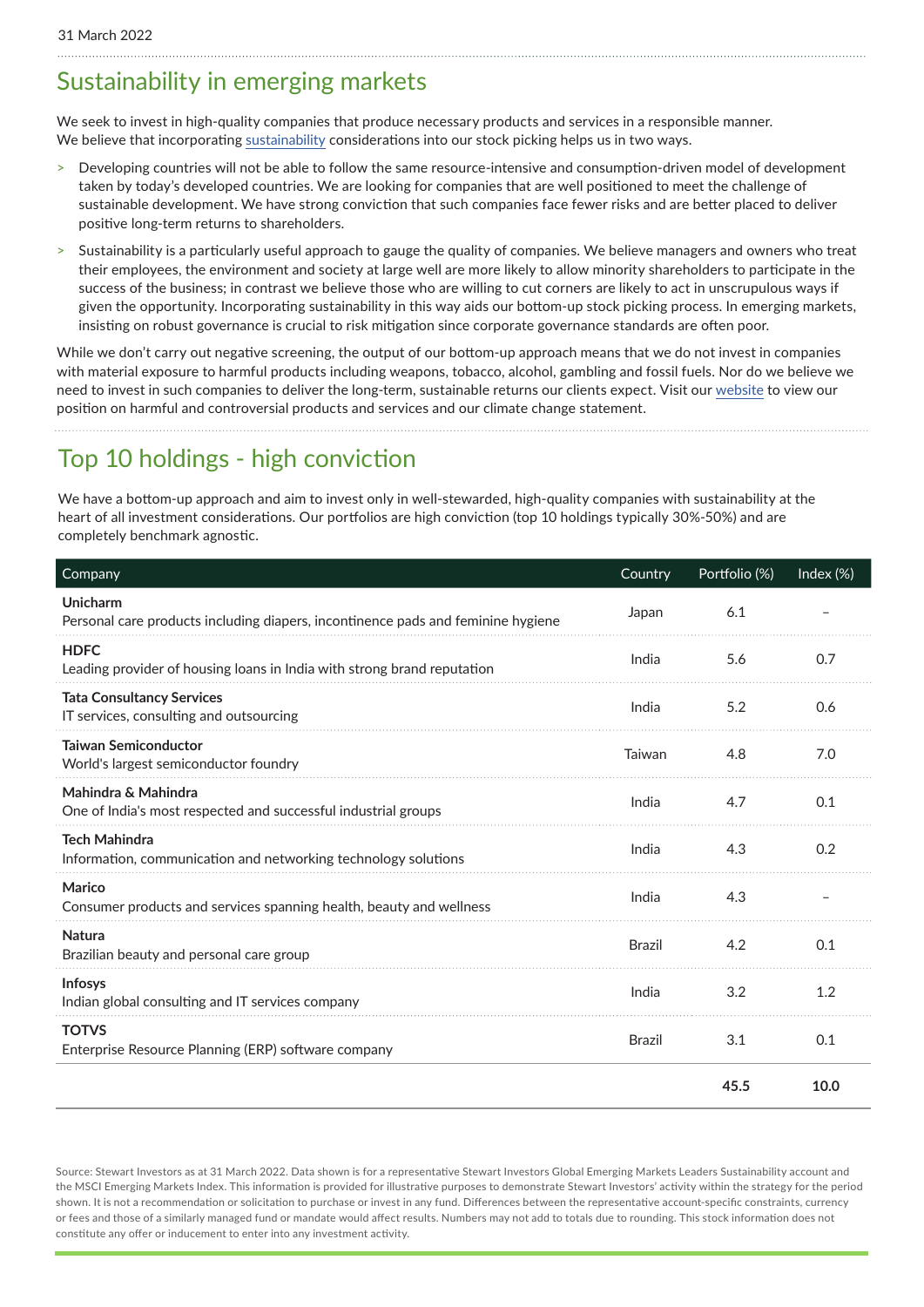# Sustainability in emerging markets

We seek to invest in high-quality companies that produce necessary products and services in a responsible manner. We believe that incorporating sustainability considerations into our stock picking helps us in two ways.

- Developing countries will not be able to follow the same resource-intensive and consumption-driven model of development taken by today's developed countries. We are looking for companies that are well positioned to meet the challenge of sustainable development. We have strong conviction that such companies face fewer risks and are better placed to deliver positive long-term returns to shareholders.
- Sustainability is a particularly useful approach to gauge the quality of companies. We believe managers and owners who treat their employees, the environment and society at large well are more likely to allow minority shareholders to participate in the success of the business; in contrast we believe those who are willing to cut corners are likely to act in unscrupulous ways if given the opportunity. Incorporating sustainability in this way aids our bottom-up stock picking process. In emerging markets, insisting on robust governance is crucial to risk mitigation since corporate governance standards are often poor.

While we don't carry out negative screening, the output of our bottom-up approach means that we do not invest in companies with material exposure to harmful products including weapons, tobacco, alcohol, gambling and fossil fuels. Nor do we believe we need to invest in such companies to deliver the long-term, sustainable returns our clients expect. Visit our website to view our position on harmful and controversial products and services and our climate change statement.

# Top 10 holdings - high conviction

We have a bottom-up approach and aim to invest only in well-stewarded, high-quality companies with sustainability at the heart of all investment considerations. Our portfolios are high conviction (top 10 holdings typically 30%-50%) and are completely benchmark agnostic.

| Company | Country | Portfolio (%) | Index (%) |
|---|---|---|---|
| **Unicharm**<br>Personal care products including diapers, incontinence pads and feminine hygiene | Japan | 6.1 | – |
| **HDFC**<br>Leading provider of housing loans in India with strong brand reputation | India | 5.6 | 0.7 |
| **Tata Consultancy Services**<br>IT services, consulting and outsourcing | India | 5.2 | 0.6 |
| **Taiwan Semiconductor**<br>World's largest semiconductor foundry | Taiwan | 4.8 | 7.0 |
| **Mahindra & Mahindra**<br>One of India's most respected and successful industrial groups | India | 4.7 | 0.1 |
| **Tech Mahindra**<br>Information, communication and networking technology solutions | India | 4.3 | 0.2 |
| **Marico**<br>Consumer products and services spanning health, beauty and wellness | India | 4.3 | – |
| **Natura**<br>Brazilian beauty and personal care group | Brazil | 4.2 | 0.1 |
| **Infosys**<br>Indian global consulting and IT services company | India | 3.2 | 1.2 |
| **TOTVS**<br>Enterprise Resource Planning (ERP) software company | Brazil | 3.1 | 0.1 |
| | | **45.5** | **10.0** |

Source: Stewart Investors as at 31 March 2022. Data shown is for a representative Stewart Investors Global Emerging Markets Leaders Sustainability account and the MSCI Emerging Markets Index. This information is provided for illustrative purposes to demonstrate Stewart Investors' activity within the strategy for the period shown. It is not a recommendation or solicitation to purchase or invest in any fund. Differences between the representative account-specific constraints, currency or fees and those of a similarly managed fund or mandate would affect results. Numbers may not add to totals due to rounding. This stock information does not constitute any offer or inducement to enter into any investment activity.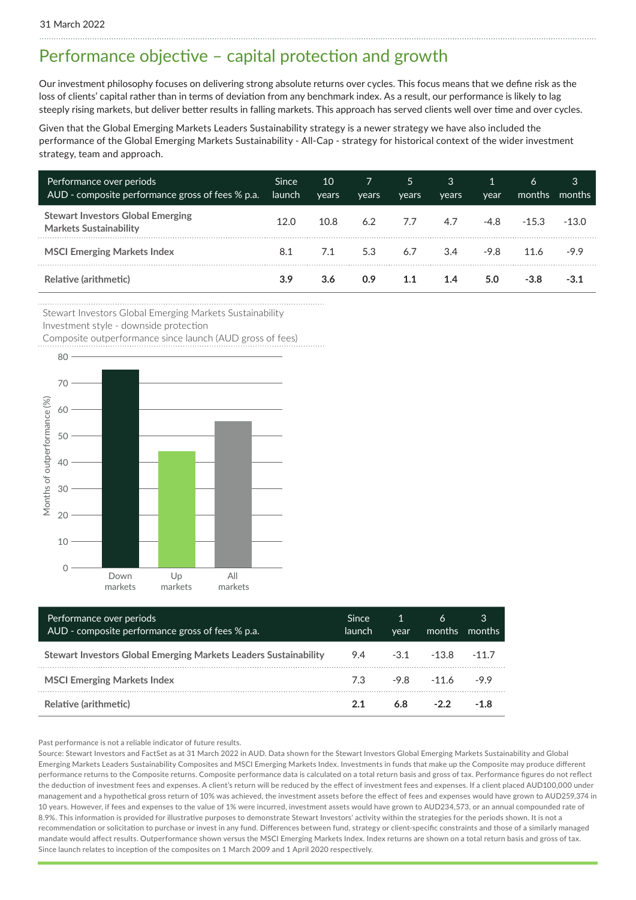# Performance objective – capital protection and growth

Our investment philosophy focuses on delivering strong absolute returns over cycles. This focus means that we define risk as the loss of clients' capital rather than in terms of deviation from any benchmark index. As a result, our performance is likely to lag steeply rising markets, but deliver better results in falling markets. This approach has served clients well over time and over cycles.

Given that the Global Emerging Markets Leaders Sustainability strategy is a newer strategy we have also included the performance of the Global Emerging Markets Sustainability - All-Cap - strategy for historical context of the wider investment strategy, team and approach.

| Performance over periods<br>AUD - composite performance gross of fees % p.a. | Since launch | 10 years | 7 years | 5 years | 3 years | 1 year | 6 months | 3 months |
|---|---|---|---|---|---|---|---|---|
| **Stewart Investors Global Emerging Markets Sustainability** | 12.0 | 10.8 | 6.2 | 7.7 | 4.7 | -4.8 | -15.3 | -13.0 |
| **MSCI Emerging Markets Index** | 8.1 | 7.1 | 5.3 | 6.7 | 3.4 | -9.8 | 11.6 | -9.9 |
| **Relative (arithmetic)** | **3.9** | **3.6** | **0.9** | **1.1** | **1.4** | **5.0** | **-3.8** | **-3.1** |

Stewart Investors Global Emerging Markets Sustainability
Investment style - downside protection
Composite outperformance since launch (AUD gross of fees)

Months of outperformance (%): Down markets, Up markets, All markets

| Performance over periods<br>AUD - composite performance gross of fees % p.a. | Since launch | 1 year | 6 months | 3 months |
|---|---|---|---|---|
| **Stewart Investors Global Emerging Markets Leaders Sustainability** | 9.4 | -3.1 | -13.8 | -11.7 |
| **MSCI Emerging Markets Index** | 7.3 | -9.8 | -11.6 | -9.9 |
| **Relative (arithmetic)** | **2.1** | **6.8** | **-2.2** | **-1.8** |

Past performance is not a reliable indicator of future results.

Source: Stewart Investors and FactSet as at 31 March 2022 in AUD. Data shown for the Stewart Investors Global Emerging Markets Sustainability and Global Emerging Markets Leaders Sustainability Composites and MSCI Emerging Markets Index. Investments in funds that make up the Composite may produce different performance returns to the Composite returns. Composite performance data is calculated on a total return basis and gross of tax. Performance figures do not reflect the deduction of investment fees and expenses. A client's return will be reduced by the effect of investment fees and expenses. If a client placed AUD100,000 under management and a hypothetical gross return of 10% was achieved, the investment assets before the effect of fees and expenses would have grown to AUD259,374 in 10 years. However, if fees and expenses to the value of 1% were incurred, investment assets would have grown to AUD234,573, or an annual compounded rate of 8.9%. This information is provided for illustrative purposes to demonstrate Stewart Investors' activity within the strategies for the periods shown. It is not a recommendation or solicitation to purchase or invest in any fund. Differences between fund, strategy or client-specific constraints and those of a similarly managed mandate would affect results. Outperformance shown versus the MSCI Emerging Markets Index. Index returns are shown on a total return basis and gross of tax. Since launch relates to inception of the composites on 1 March 2009 and 1 April 2020 respectively.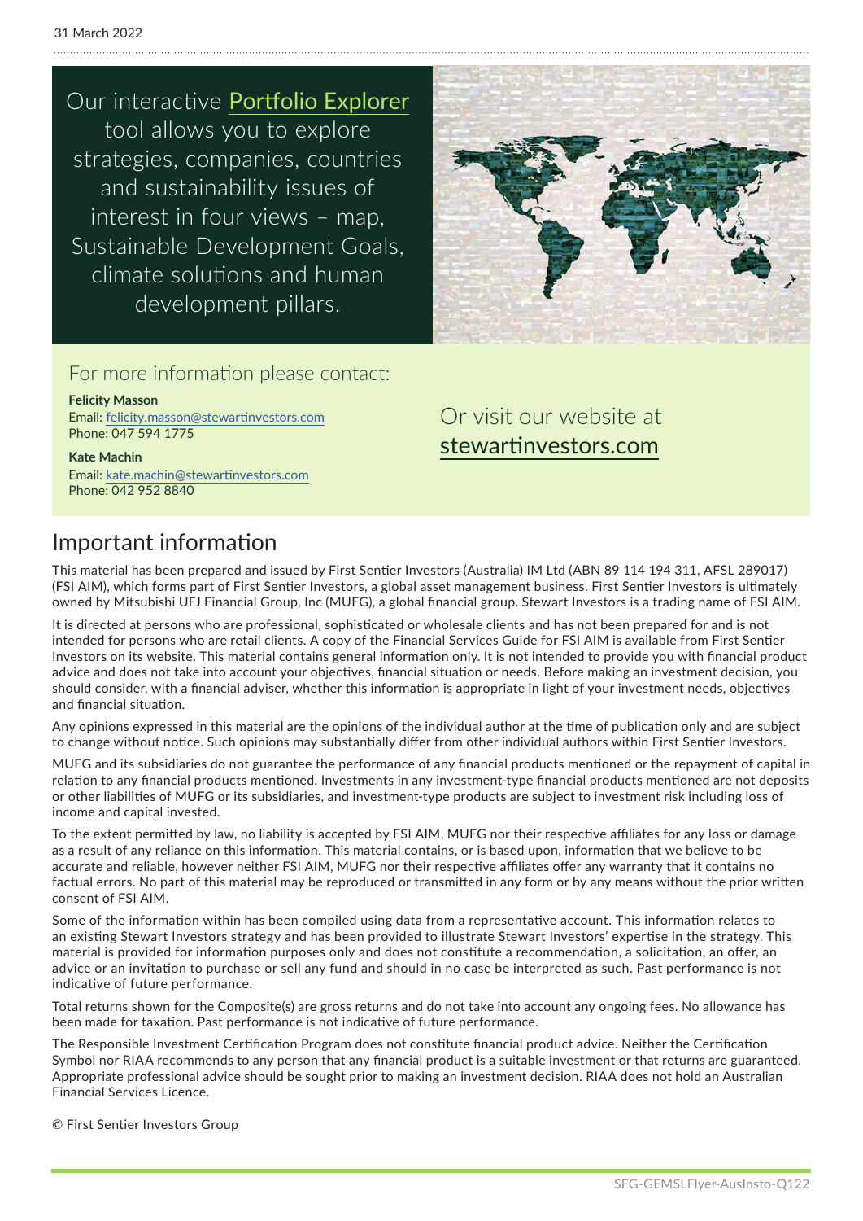31 March 2022

Our interactive Portfolio Explorer tool allows you to explore strategies, companies, countries and sustainability issues of interest in four views – map, Sustainable Development Goals, climate solutions and human development pillars.

For more information please contact:

**Felicity Masson**
Email: felicity.masson@stewartinvestors.com
Phone: 047 594 1775

**Kate Machin**
Email: kate.machin@stewartinvestors.com
Phone: 042 952 8840

Or visit our website at stewartinvestors.com

## Important information

This material has been prepared and issued by First Sentier Investors (Australia) IM Ltd (ABN 89 114 194 311, AFSL 289017) (FSI AIM), which forms part of First Sentier Investors, a global asset management business. First Sentier Investors is ultimately owned by Mitsubishi UFJ Financial Group, Inc (MUFG), a global financial group. Stewart Investors is a trading name of FSI AIM.

It is directed at persons who are professional, sophisticated or wholesale clients and has not been prepared for and is not intended for persons who are retail clients. A copy of the Financial Services Guide for FSI AIM is available from First Sentier Investors on its website. This material contains general information only. It is not intended to provide you with financial product advice and does not take into account your objectives, financial situation or needs. Before making an investment decision, you should consider, with a financial adviser, whether this information is appropriate in light of your investment needs, objectives and financial situation.

Any opinions expressed in this material are the opinions of the individual author at the time of publication only and are subject to change without notice. Such opinions may substantially differ from other individual authors within First Sentier Investors.

MUFG and its subsidiaries do not guarantee the performance of any financial products mentioned or the repayment of capital in relation to any financial products mentioned. Investments in any investment-type financial products mentioned are not deposits or other liabilities of MUFG or its subsidiaries, and investment-type products are subject to investment risk including loss of income and capital invested.

To the extent permitted by law, no liability is accepted by FSI AIM, MUFG nor their respective affiliates for any loss or damage as a result of any reliance on this information. This material contains, or is based upon, information that we believe to be accurate and reliable, however neither FSI AIM, MUFG nor their respective affiliates offer any warranty that it contains no factual errors. No part of this material may be reproduced or transmitted in any form or by any means without the prior written consent of FSI AIM.

Some of the information within has been compiled using data from a representative account. This information relates to an existing Stewart Investors strategy and has been provided to illustrate Stewart Investors' expertise in the strategy. This material is provided for information purposes only and does not constitute a recommendation, a solicitation, an offer, an advice or an invitation to purchase or sell any fund and should in no case be interpreted as such. Past performance is not indicative of future performance.

Total returns shown for the Composite(s) are gross returns and do not take into account any ongoing fees. No allowance has been made for taxation. Past performance is not indicative of future performance.

The Responsible Investment Certification Program does not constitute financial product advice. Neither the Certification Symbol nor RIAA recommends to any person that any financial product is a suitable investment or that returns are guaranteed. Appropriate professional advice should be sought prior to making an investment decision. RIAA does not hold an Australian Financial Services Licence.

© First Sentier Investors Group

SFG-GEMSLFlyer-AusInsto-Q122